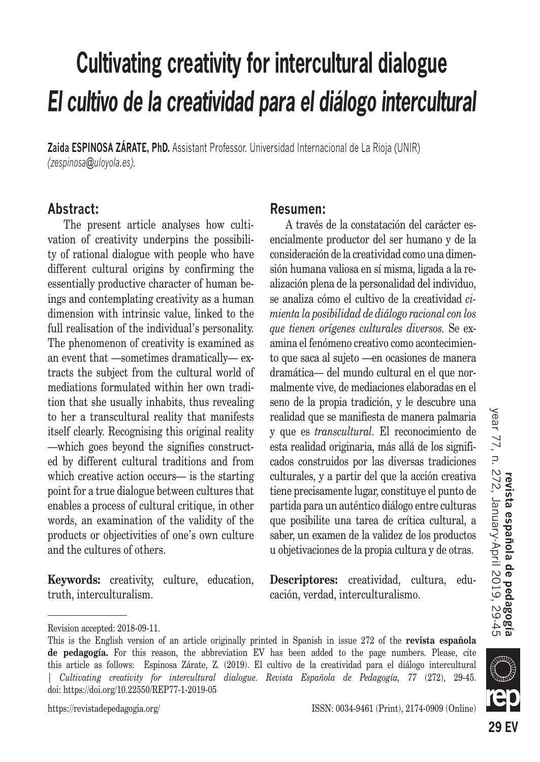# Cultivating creativity for intercultural dialogue

# *El cultivo de la creatividad para el diálogo intercultural*

**Zaida ESPINOSA ZÁRATE, PhD.** Assistant Professor. Universidad Internacional de La Rioja (UNIR) *(zespinosa@uloyola.es).*

## Abstract:

The present article analyses how cultivation of creativity underpins the possibility of rational dialogue with people who have different cultural origins by confirming the essentially productive character of human beings and contemplating creativity as a human dimension with intrinsic value, linked to the full realisation of the individual's personality. The phenomenon of creativity is examined as an event that —sometimes dramatically— extracts the subject from the cultural world of mediations formulated within her own tradition that she usually inhabits, thus revealing to her a transcultural reality that manifests itself clearly. Recognising this original reality —which goes beyond the signifies constructed by different cultural traditions and from which creative action occurs— is the starting point for a true dialogue between cultures that enables a process of cultural critique, in other words, an examination of the validity of the products or objectivities of one's own culture and the cultures of others.

**Keywords:** creativity, culture, education, truth, interculturalism.

## Resumen:

A través de la constatación del carácter esencialmente productor del ser humano y de la consideración de la creatividad como una dimensión humana valiosa en sí misma, ligada a la realización plena de la personalidad del individuo, se analiza cómo el cultivo de la creatividad *cimienta la posibilidad de diálogo racional con los que tienen orígenes culturales diversos*. Se examina el fenómeno creativo como acontecimiento que saca al sujeto —en ocasiones de manera dramática— del mundo cultural en el que normalmente vive, de mediaciones elaboradas en el seno de la propia tradición, y le descubre una realidad que se manifiesta de manera palmaria y que es *transcultural*. El reconocimiento de esta realidad originaria, más allá de los significados construidos por las diversas tradiciones culturales, y a partir del que la acción creativa tiene precisamente lugar, constituye el punto de partida para un auténtico diálogo entre culturas que posibilite una tarea de crítica cultural, a saber, un examen de la validez de los productos u objetivaciones de la propia cultura y de otras.

**Descriptores:** creatividad, cultura, educación, verdad, interculturalismo.

---

Revision accepted: 2018-09-11.

This is the English version of an article originally printed in Spanish in issue 272 of the **revista española de pedagogía.** For this reason, the abbreviation EV has been added to the page numbers. Please, cite this article as follows: Espinosa Zárate, Z. (2019). El cultivo de la creatividad para el diálogo intercultural | *Cultivating creativity for intercultural dialogue. Revista Española de Pedagogía,* 77 (272), 29-45. doi: https://doi.org/10.22550/REP77-1-2019-05

https://revistadepedagogia.org/ ISSN: 0034-9461 (Print), 2174-0909 (Online)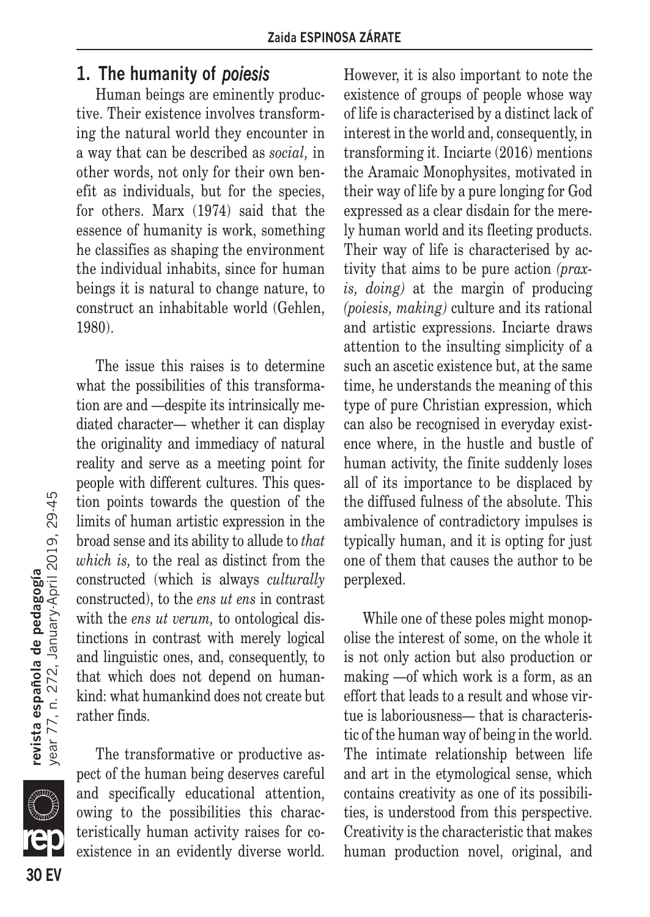## 1. The humanity of *poiesis*

Human beings are eminently productive. Their existence involves transforming the natural world they encounter in a way that can be described as *social,* in other words, not only for their own benefit as individuals, but for the species, for others. Marx (1974) said that the essence of humanity is work, something he classifies as shaping the environment the individual inhabits, since for human beings it is natural to change nature, to construct an inhabitable world (Gehlen, 1980).

The issue this raises is to determine what the possibilities of this transformation are and —despite its intrinsically mediated character— whether it can display the originality and immediacy of natural reality and serve as a meeting point for people with different cultures. This question points towards the question of the limits of human artistic expression in the broad sense and its ability to allude to *that which is,* to the real as distinct from the constructed (which is always *culturally* constructed), to the *ens ut ens* in contrast with the *ens ut verum,* to ontological distinctions in contrast with merely logical and linguistic ones, and, consequently, to that which does not depend on humankind: what humankind does not create but rather finds.

The transformative or productive aspect of the human being deserves careful and specifically educational attention, owing to the possibilities this characteristically human activity raises for coexistence in an evidently diverse world. However, it is also important to note the existence of groups of people whose way of life is characterised by a distinct lack of interest in the world and, consequently, in transforming it. Inciarte (2016) mentions the Aramaic Monophysites, motivated in their way of life by a pure longing for God expressed as a clear disdain for the merely human world and its fleeting products. Their way of life is characterised by activity that aims to be pure action *(praxis, doing)* at the margin of producing *(poiesis, making)* culture and its rational and artistic expressions. Inciarte draws attention to the insulting simplicity of a such an ascetic existence but, at the same time, he understands the meaning of this type of pure Christian expression, which can also be recognised in everyday existence where, in the hustle and bustle of human activity, the finite suddenly loses all of its importance to be displaced by the diffused fulness of the absolute. This ambivalence of contradictory impulses is typically human, and it is opting for just one of them that causes the author to be perplexed.

While one of these poles might monopolise the interest of some, on the whole it is not only action but also production or making —of which work is a form, as an effort that leads to a result and whose virtue is laboriousness— that is characteristic of the human way of being in the world. The intimate relationship between life and art in the etymological sense, which contains creativity as one of its possibilities, is understood from this perspective. Creativity is the characteristic that makes human production novel, original, and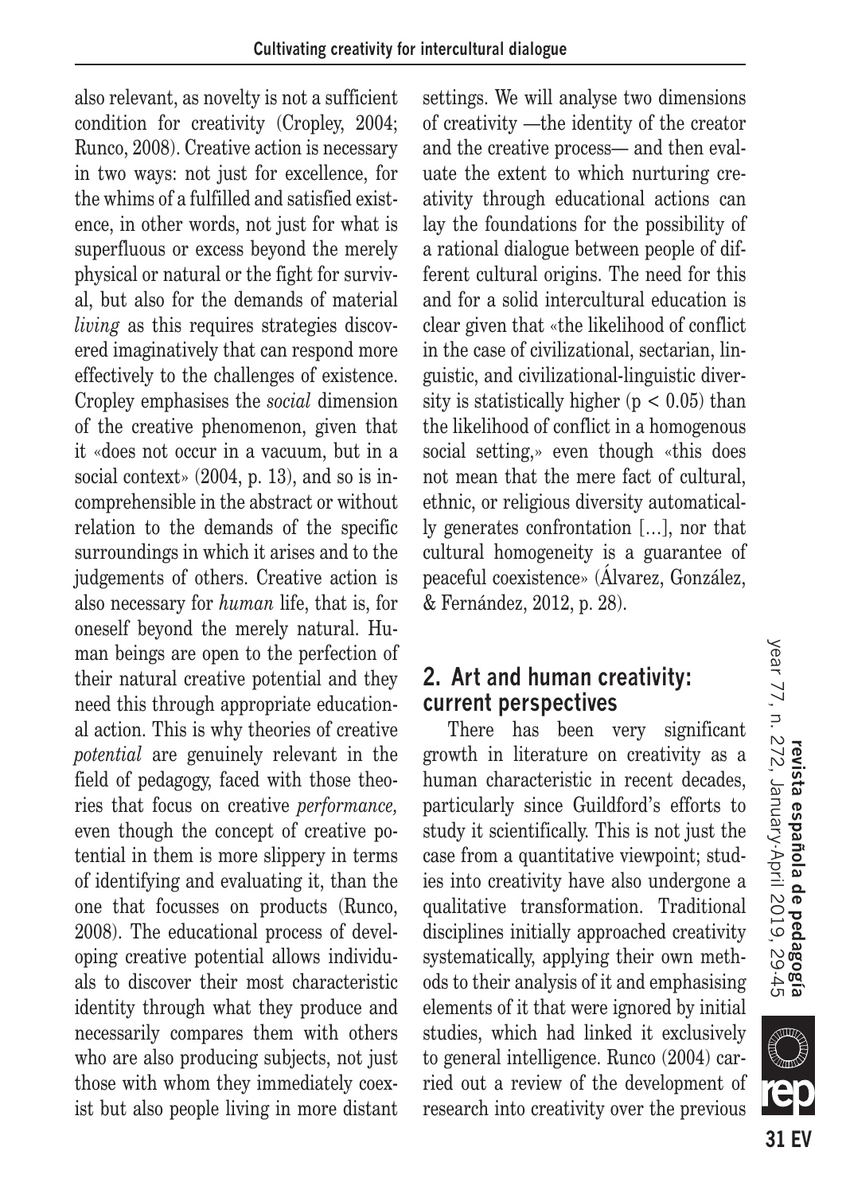also relevant, as novelty is not a sufficient condition for creativity (Cropley, 2004; Runco, 2008). Creative action is necessary in two ways: not just for excellence, for the whims of a fulfilled and satisfied existence, in other words, not just for what is superfluous or excess beyond the merely physical or natural or the fight for survival, but also for the demands of material *living* as this requires strategies discovered imaginatively that can respond more effectively to the challenges of existence. Cropley emphasises the *social* dimension of the creative phenomenon, given that it «does not occur in a vacuum, but in a social context» (2004, p. 13), and so is incomprehensible in the abstract or without relation to the demands of the specific surroundings in which it arises and to the judgements of others. Creative action is also necessary for *human* life, that is, for oneself beyond the merely natural. Human beings are open to the perfection of their natural creative potential and they need this through appropriate educational action. This is why theories of creative *potential* are genuinely relevant in the field of pedagogy, faced with those theories that focus on creative *performance,* even though the concept of creative potential in them is more slippery in terms of identifying and evaluating it, than the one that focusses on products (Runco, 2008). The educational process of developing creative potential allows individuals to discover their most characteristic identity through what they produce and necessarily compares them with others who are also producing subjects, not just those with whom they immediately coexist but also people living in more distant settings. We will analyse two dimensions of creativity —the identity of the creator and the creative process— and then evaluate the extent to which nurturing creativity through educational actions can lay the foundations for the possibility of a rational dialogue between people of different cultural origins. The need for this and for a solid intercultural education is clear given that «the likelihood of conflict in the case of civilizational, sectarian, linguistic, and civilizational-linguistic diversity is statistically higher ($p < 0.05$) than the likelihood of conflict in a homogenous social setting,» even though «this does not mean that the mere fact of cultural, ethnic, or religious diversity automatically generates confrontation […], nor that cultural homogeneity is a guarantee of peaceful coexistence» (Álvarez, González, & Fernández, 2012, p. 28).

## 2. Art and human creativity: current perspectives

There has been very significant growth in literature on creativity as a human characteristic in recent decades, particularly since Guildford's efforts to study it scientifically. This is not just the case from a quantitative viewpoint; studies into creativity have also undergone a qualitative transformation. Traditional disciplines initially approached creativity systematically, applying their own methods to their analysis of it and emphasising elements of it that were ignored by initial studies, which had linked it exclusively to general intelligence. Runco (2004) carried out a review of the development of research into creativity over the previous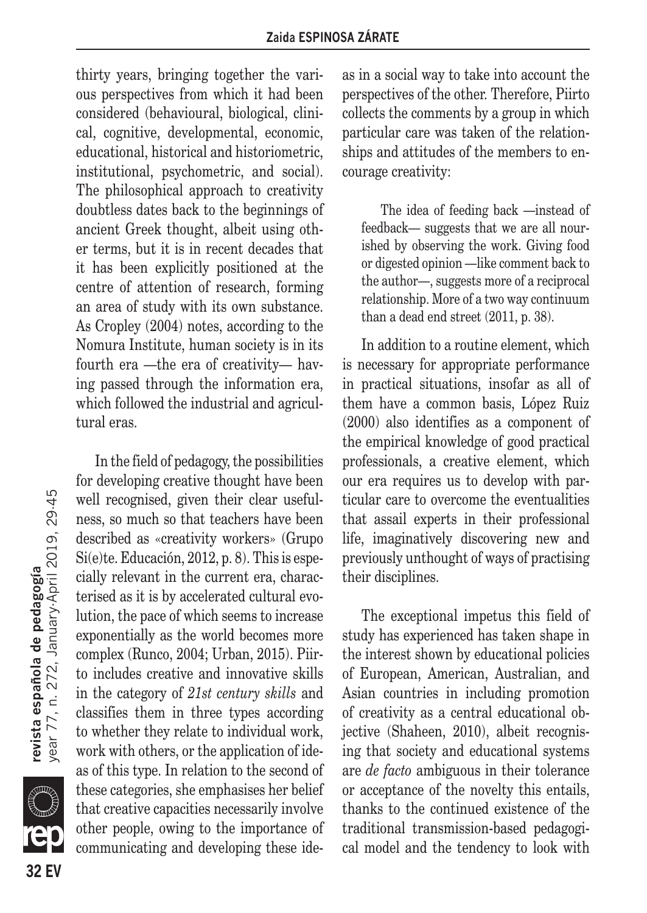thirty years, bringing together the various perspectives from which it had been considered (behavioural, biological, clinical, cognitive, developmental, economic, educational, historical and historiometric, institutional, psychometric, and social). The philosophical approach to creativity doubtless dates back to the beginnings of ancient Greek thought, albeit using other terms, but it is in recent decades that it has been explicitly positioned at the centre of attention of research, forming an area of study with its own substance. As Cropley (2004) notes, according to the Nomura Institute, human society is in its fourth era —the era of creativity— having passed through the information era, which followed the industrial and agricultural eras.

In the field of pedagogy, the possibilities for developing creative thought have been well recognised, given their clear usefulness, so much so that teachers have been described as «creativity workers» (Grupo Si(e)te. Educación, 2012, p. 8). This is especially relevant in the current era, characterised as it is by accelerated cultural evolution, the pace of which seems to increase exponentially as the world becomes more complex (Runco, 2004; Urban, 2015). Piirto includes creative and innovative skills in the category of *21st century skills* and classifies them in three types according to whether they relate to individual work, work with others, or the application of ideas of this type. In relation to the second of these categories, she emphasises her belief that creative capacities necessarily involve other people, owing to the importance of communicating and developing these ideas in a social way to take into account the perspectives of the other. Therefore, Piirto collects the comments by a group in which particular care was taken of the relationships and attitudes of the members to encourage creativity:

> The idea of feeding back —instead of feedback— suggests that we are all nourished by observing the work. Giving food or digested opinion —like comment back to the author—, suggests more of a reciprocal relationship. More of a two way continuum than a dead end street (2011, p. 38).

In addition to a routine element, which is necessary for appropriate performance in practical situations, insofar as all of them have a common basis, López Ruiz (2000) also identifies as a component of the empirical knowledge of good practical professionals, a creative element, which our era requires us to develop with particular care to overcome the eventualities that assail experts in their professional life, imaginatively discovering new and previously unthought of ways of practising their disciplines.

The exceptional impetus this field of study has experienced has taken shape in the interest shown by educational policies of European, American, Australian, and Asian countries in including promotion of creativity as a central educational objective (Shaheen, 2010), albeit recognising that society and educational systems are *de facto* ambiguous in their tolerance or acceptance of the novelty this entails, thanks to the continued existence of the traditional transmission-based pedagogical model and the tendency to look with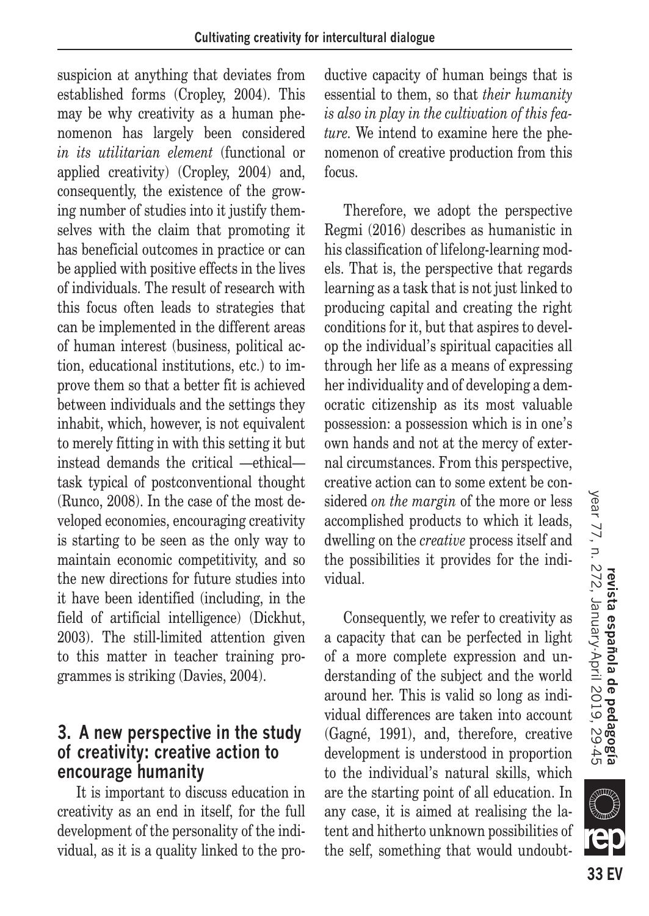suspicion at anything that deviates from established forms (Cropley, 2004). This may be why creativity as a human phenomenon has largely been considered *in its utilitarian element* (functional or applied creativity) (Cropley, 2004) and, consequently, the existence of the growing number of studies into it justify themselves with the claim that promoting it has beneficial outcomes in practice or can be applied with positive effects in the lives of individuals. The result of research with this focus often leads to strategies that can be implemented in the different areas of human interest (business, political action, educational institutions, etc.) to improve them so that a better fit is achieved between individuals and the settings they inhabit, which, however, is not equivalent to merely fitting in with this setting it but instead demands the critical —ethical— task typical of postconventional thought (Runco, 2008). In the case of the most developed economies, encouraging creativity is starting to be seen as the only way to maintain economic competitivity, and so the new directions for future studies into it have been identified (including, in the field of artificial intelligence) (Dickhut, 2003). The still-limited attention given to this matter in teacher training programmes is striking (Davies, 2004).

## 3. A new perspective in the study of creativity: creative action to encourage humanity

It is important to discuss education in creativity as an end in itself, for the full development of the personality of the individual, as it is a quality linked to the productive capacity of human beings that is essential to them, so that *their humanity is also in play in the cultivation of this feature.* We intend to examine here the phenomenon of creative production from this focus.

Therefore, we adopt the perspective Regmi (2016) describes as humanistic in his classification of lifelong-learning models. That is, the perspective that regards learning as a task that is not just linked to producing capital and creating the right conditions for it, but that aspires to develop the individual's spiritual capacities all through her life as a means of expressing her individuality and of developing a democratic citizenship as its most valuable possession: a possession which is in one's own hands and not at the mercy of external circumstances. From this perspective, creative action can to some extent be considered *on the margin* of the more or less accomplished products to which it leads, dwelling on the *creative* process itself and the possibilities it provides for the individual.

Consequently, we refer to creativity as a capacity that can be perfected in light of a more complete expression and understanding of the subject and the world around her. This is valid so long as individual differences are taken into account (Gagné, 1991), and, therefore, creative development is understood in proportion to the individual's natural skills, which are the starting point of all education. In any case, it is aimed at realising the latent and hitherto unknown possibilities of the self, something that would undoubt-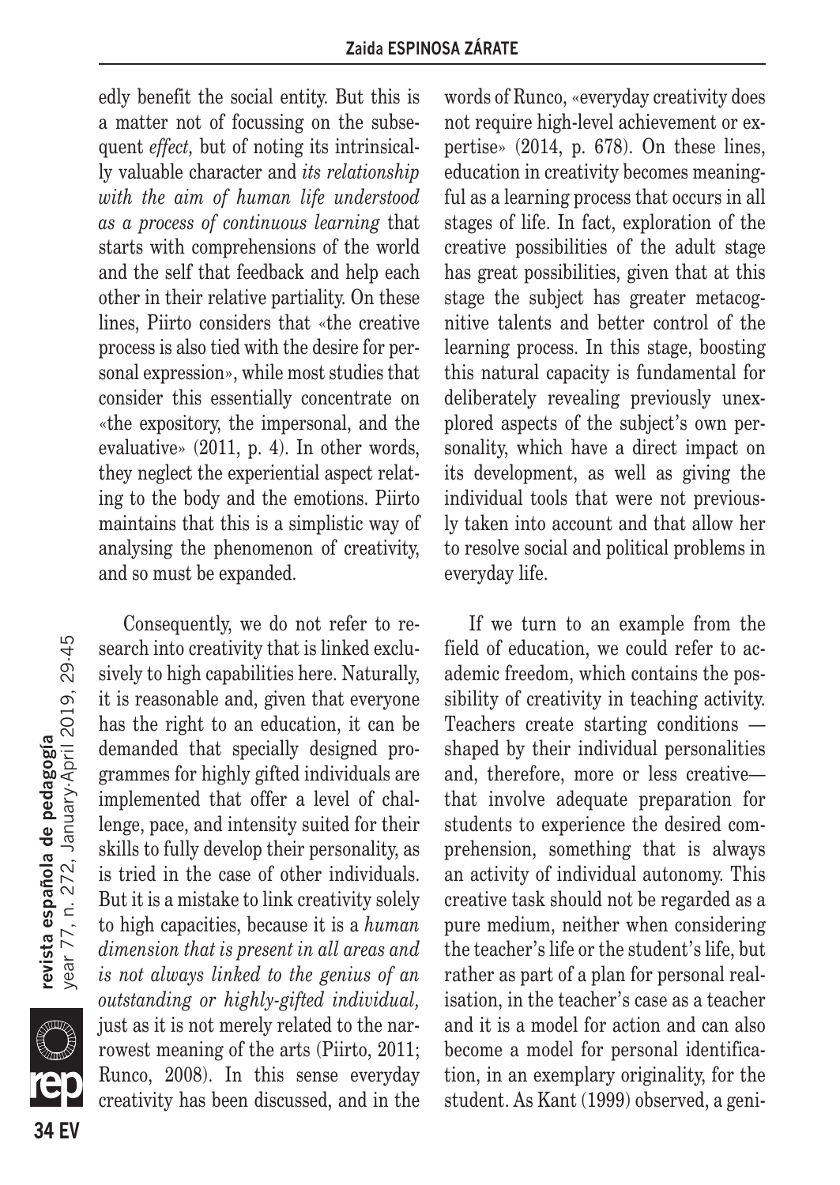edly benefit the social entity. But this is a matter not of focussing on the subsequent *effect,* but of noting its intrinsically valuable character and *its relationship with the aim of human life understood as a process of continuous learning* that starts with comprehensions of the world and the self that feedback and help each other in their relative partiality. On these lines, Piirto considers that «the creative process is also tied with the desire for personal expression», while most studies that consider this essentially concentrate on «the expository, the impersonal, and the evaluative» (2011, p. 4). In other words, they neglect the experiential aspect relating to the body and the emotions. Piirto maintains that this is a simplistic way of analysing the phenomenon of creativity, and so must be expanded.

Consequently, we do not refer to research into creativity that is linked exclusively to high capabilities here. Naturally, it is reasonable and, given that everyone has the right to an education, it can be demanded that specially designed programmes for highly gifted individuals are implemented that offer a level of challenge, pace, and intensity suited for their skills to fully develop their personality, as is tried in the case of other individuals. But it is a mistake to link creativity solely to high capacities, because it is a *human dimension that is present in all areas and is not always linked to the genius of an outstanding or highly-gifted individual,* just as it is not merely related to the narrowest meaning of the arts (Piirto, 2011; Runco, 2008). In this sense everyday creativity has been discussed, and in the words of Runco, «everyday creativity does not require high-level achievement or expertise» (2014, p. 678). On these lines, education in creativity becomes meaningful as a learning process that occurs in all stages of life. In fact, exploration of the creative possibilities of the adult stage has great possibilities, given that at this stage the subject has greater metacognitive talents and better control of the learning process. In this stage, boosting this natural capacity is fundamental for deliberately revealing previously unexplored aspects of the subject's own personality, which have a direct impact on its development, as well as giving the individual tools that were not previously taken into account and that allow her to resolve social and political problems in everyday life.

If we turn to an example from the field of education, we could refer to academic freedom, which contains the possibility of creativity in teaching activity. Teachers create starting conditions —shaped by their individual personalities and, therefore, more or less creative— that involve adequate preparation for students to experience the desired comprehension, something that is always an activity of individual autonomy. This creative task should not be regarded as a pure medium, neither when considering the teacher's life or the student's life, but rather as part of a plan for personal realisation, in the teacher's case as a teacher and it is a model for action and can also become a model for personal identification, in an exemplary originality, for the student. As Kant (1999) observed, a geni-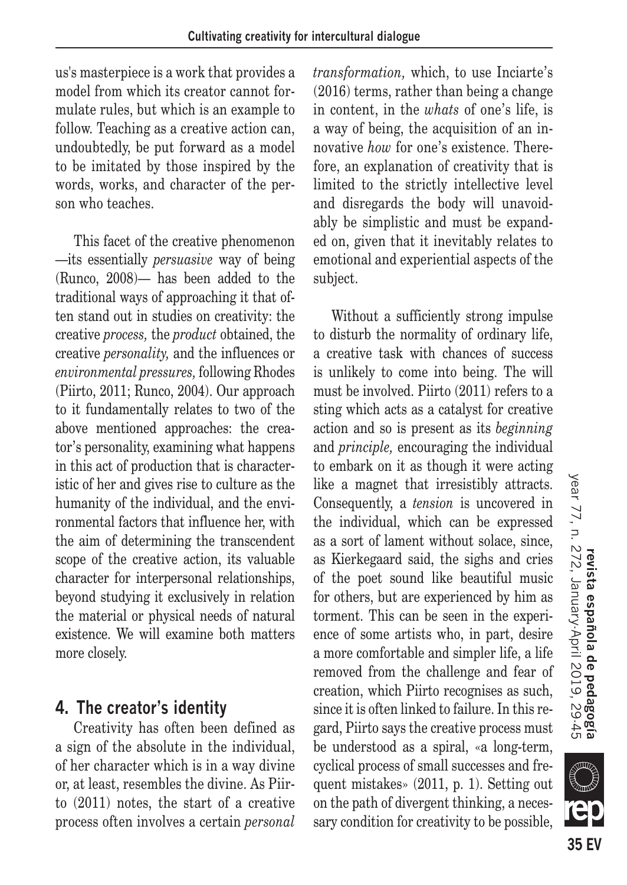us's masterpiece is a work that provides a model from which its creator cannot formulate rules, but which is an example to follow. Teaching as a creative action can, undoubtedly, be put forward as a model to be imitated by those inspired by the words, works, and character of the person who teaches.

This facet of the creative phenomenon —its essentially *persuasive* way of being (Runco, 2008)— has been added to the traditional ways of approaching it that often stand out in studies on creativity: the creative *process,* the *product* obtained, the creative *personality,* and the influences or *environmental pressures,* following Rhodes (Piirto, 2011; Runco, 2004). Our approach to it fundamentally relates to two of the above mentioned approaches: the creator's personality, examining what happens in this act of production that is characteristic of her and gives rise to culture as the humanity of the individual, and the environmental factors that influence her, with the aim of determining the transcendent scope of the creative action, its valuable character for interpersonal relationships, beyond studying it exclusively in relation the material or physical needs of natural existence. We will examine both matters more closely.

## 4. The creator's identity

Creativity has often been defined as a sign of the absolute in the individual, of her character which is in a way divine or, at least, resembles the divine. As Piirto (2011) notes, the start of a creative process often involves a certain *personal transformation,* which, to use Inciarte's (2016) terms, rather than being a change in content, in the *whats* of one's life, is a way of being, the acquisition of an innovative *how* for one's existence. Therefore, an explanation of creativity that is limited to the strictly intellective level and disregards the body will unavoidably be simplistic and must be expanded on, given that it inevitably relates to emotional and experiential aspects of the subject.

Without a sufficiently strong impulse to disturb the normality of ordinary life, a creative task with chances of success is unlikely to come into being. The will must be involved. Piirto (2011) refers to a sting which acts as a catalyst for creative action and so is present as its *beginning* and *principle,* encouraging the individual to embark on it as though it were acting like a magnet that irresistibly attracts. Consequently, a *tension* is uncovered in the individual, which can be expressed as a sort of lament without solace, since, as Kierkegaard said, the sighs and cries of the poet sound like beautiful music for others, but are experienced by him as torment. This can be seen in the experience of some artists who, in part, desire a more comfortable and simpler life, a life removed from the challenge and fear of creation, which Piirto recognises as such, since it is often linked to failure. In this regard, Piirto says the creative process must be understood as a spiral, «a long-term, cyclical process of small successes and frequent mistakes» (2011, p. 1). Setting out on the path of divergent thinking, a necessary condition for creativity to be possible,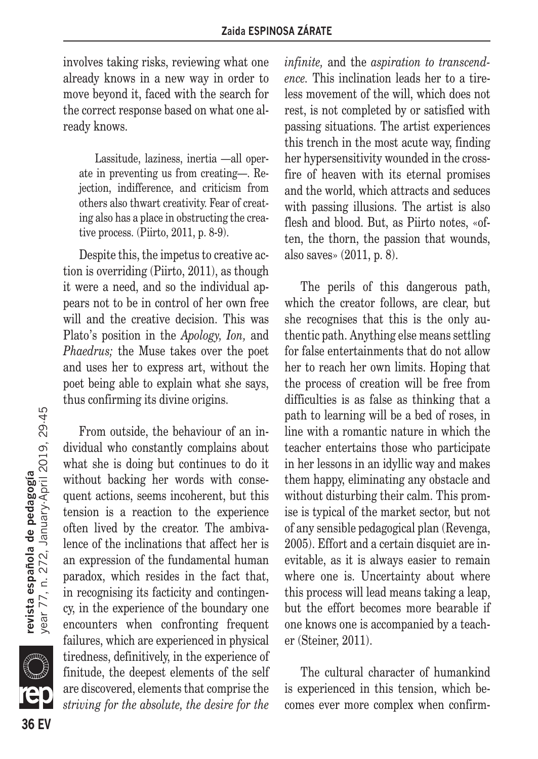involves taking risks, reviewing what one already knows in a new way in order to move beyond it, faced with the search for the correct response based on what one already knows.

> Lassitude, laziness, inertia —all operate in preventing us from creating—. Rejection, indifference, and criticism from others also thwart creativity. Fear of creating also has a place in obstructing the creative process. (Piirto, 2011, p. 8-9).

Despite this, the impetus to creative action is overriding (Piirto, 2011), as though it were a need, and so the individual appears not to be in control of her own free will and the creative decision. This was Plato's position in the *Apology, Ion,* and *Phaedrus;* the Muse takes over the poet and uses her to express art, without the poet being able to explain what she says, thus confirming its divine origins.

From outside, the behaviour of an individual who constantly complains about what she is doing but continues to do it without backing her words with consequent actions, seems incoherent, but this tension is a reaction to the experience often lived by the creator. The ambivalence of the inclinations that affect her is an expression of the fundamental human paradox, which resides in the fact that, in recognising its facticity and contingency, in the experience of the boundary one encounters when confronting frequent failures, which are experienced in physical tiredness, definitively, in the experience of finitude, the deepest elements of the self are discovered, elements that comprise the *striving for the absolute, the desire for the infinite,* and the *aspiration to transcendence.* This inclination leads her to a tireless movement of the will, which does not rest, is not completed by or satisfied with passing situations. The artist experiences this trench in the most acute way, finding her hypersensitivity wounded in the crossfire of heaven with its eternal promises and the world, which attracts and seduces with passing illusions. The artist is also flesh and blood. But, as Piirto notes, «often, the thorn, the passion that wounds, also saves» (2011, p. 8).

The perils of this dangerous path, which the creator follows, are clear, but she recognises that this is the only authentic path. Anything else means settling for false entertainments that do not allow her to reach her own limits. Hoping that the process of creation will be free from difficulties is as false as thinking that a path to learning will be a bed of roses, in line with a romantic nature in which the teacher entertains those who participate in her lessons in an idyllic way and makes them happy, eliminating any obstacle and without disturbing their calm. This promise is typical of the market sector, but not of any sensible pedagogical plan (Revenga, 2005). Effort and a certain disquiet are inevitable, as it is always easier to remain where one is. Uncertainty about where this process will lead means taking a leap, but the effort becomes more bearable if one knows one is accompanied by a teacher (Steiner, 2011).

The cultural character of humankind is experienced in this tension, which becomes ever more complex when confirm-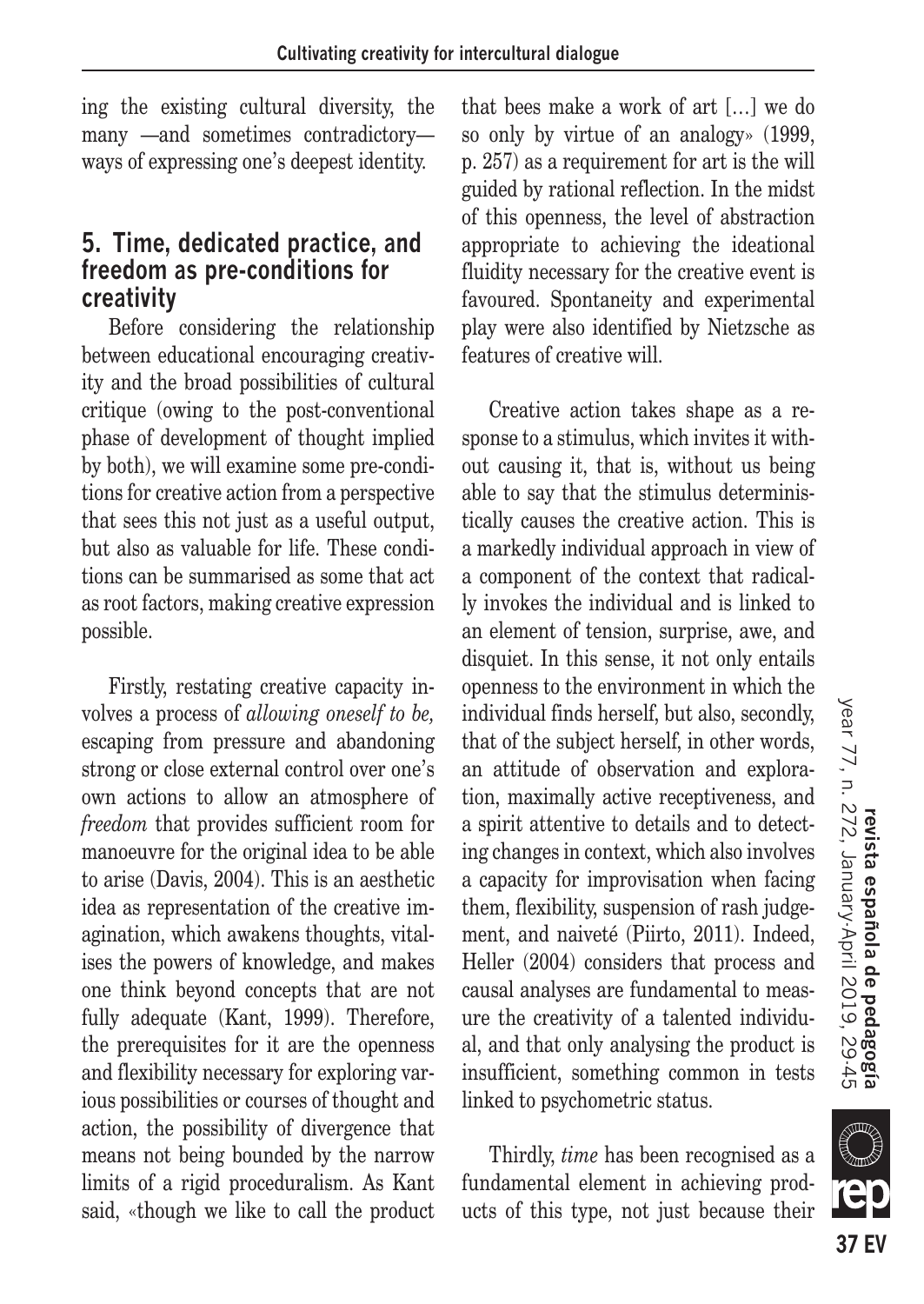ing the existing cultural diversity, the many —and sometimes contradictory— ways of expressing one's deepest identity.

## 5. Time, dedicated practice, and freedom as pre-conditions for creativity

Before considering the relationship between educational encouraging creativity and the broad possibilities of cultural critique (owing to the post-conventional phase of development of thought implied by both), we will examine some pre-conditions for creative action from a perspective that sees this not just as a useful output, but also as valuable for life. These conditions can be summarised as some that act as root factors, making creative expression possible.

Firstly, restating creative capacity involves a process of *allowing oneself to be,* escaping from pressure and abandoning strong or close external control over one's own actions to allow an atmosphere of *freedom* that provides sufficient room for manoeuvre for the original idea to be able to arise (Davis, 2004). This is an aesthetic idea as representation of the creative imagination, which awakens thoughts, vitalises the powers of knowledge, and makes one think beyond concepts that are not fully adequate (Kant, 1999). Therefore, the prerequisites for it are the openness and flexibility necessary for exploring various possibilities or courses of thought and action, the possibility of divergence that means not being bounded by the narrow limits of a rigid proceduralism. As Kant said, «though we like to call the product that bees make a work of art […] we do so only by virtue of an analogy» (1999, p. 257) as a requirement for art is the will guided by rational reflection. In the midst of this openness, the level of abstraction appropriate to achieving the ideational fluidity necessary for the creative event is favoured. Spontaneity and experimental play were also identified by Nietzsche as features of creative will.

Creative action takes shape as a response to a stimulus, which invites it without causing it, that is, without us being able to say that the stimulus deterministically causes the creative action. This is a markedly individual approach in view of a component of the context that radically invokes the individual and is linked to an element of tension, surprise, awe, and disquiet. In this sense, it not only entails openness to the environment in which the individual finds herself, but also, secondly, that of the subject herself, in other words, an attitude of observation and exploration, maximally active receptiveness, and a spirit attentive to details and to detecting changes in context, which also involves a capacity for improvisation when facing them, flexibility, suspension of rash judgement, and naiveté (Piirto, 2011). Indeed, Heller (2004) considers that process and causal analyses are fundamental to measure the creativity of a talented individual, and that only analysing the product is insufficient, something common in tests linked to psychometric status.

Thirdly, *time* has been recognised as a fundamental element in achieving products of this type, not just because their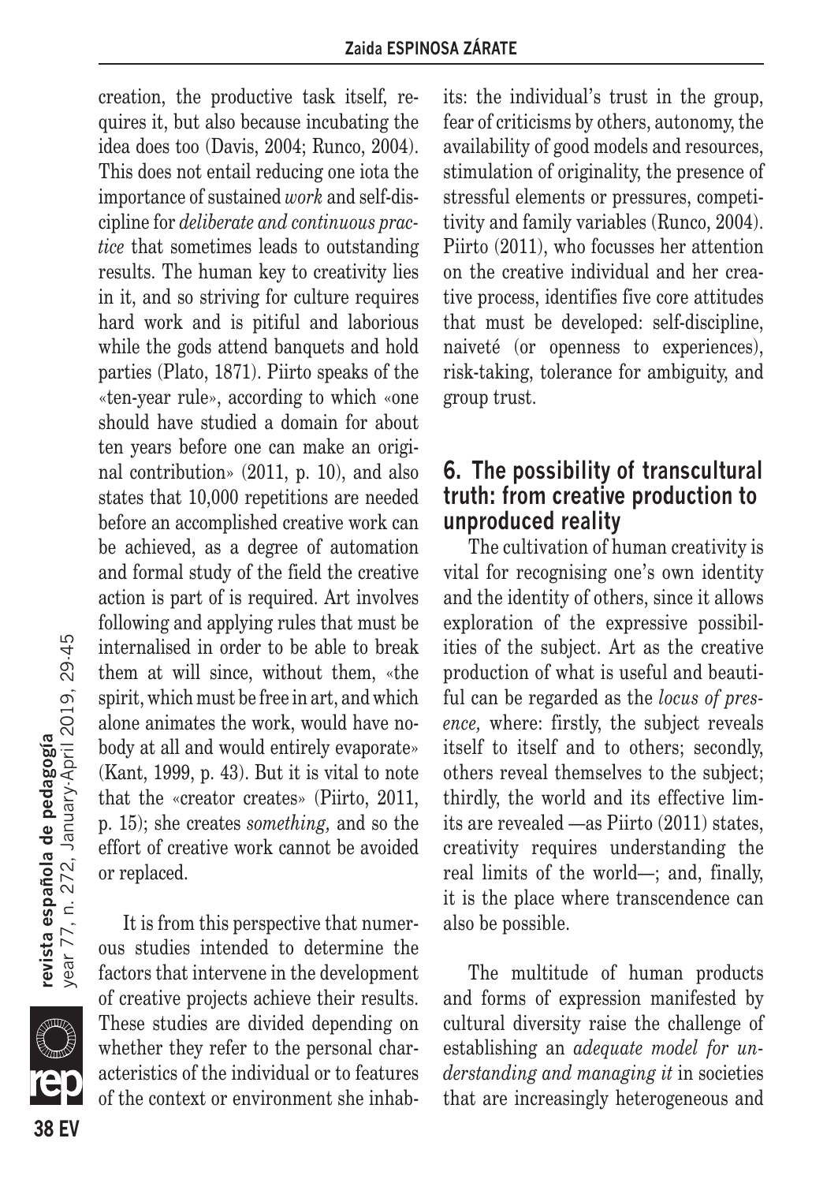creation, the productive task itself, requires it, but also because incubating the idea does too (Davis, 2004; Runco, 2004). This does not entail reducing one iota the importance of sustained *work* and self-discipline for *deliberate and continuous practice* that sometimes leads to outstanding results. The human key to creativity lies in it, and so striving for culture requires hard work and is pitiful and laborious while the gods attend banquets and hold parties (Plato, 1871). Piirto speaks of the «ten-year rule», according to which «one should have studied a domain for about ten years before one can make an original contribution» (2011, p. 10), and also states that 10,000 repetitions are needed before an accomplished creative work can be achieved, as a degree of automation and formal study of the field the creative action is part of is required. Art involves following and applying rules that must be internalised in order to be able to break them at will since, without them, «the spirit, which must be free in art, and which alone animates the work, would have nobody at all and would entirely evaporate» (Kant, 1999, p. 43). But it is vital to note that the «creator creates» (Piirto, 2011, p. 15); she creates *something,* and so the effort of creative work cannot be avoided or replaced.

It is from this perspective that numerous studies intended to determine the factors that intervene in the development of creative projects achieve their results. These studies are divided depending on whether they refer to the personal characteristics of the individual or to features of the context or environment she inhabits: the individual's trust in the group, fear of criticisms by others, autonomy, the availability of good models and resources, stimulation of originality, the presence of stressful elements or pressures, competitivity and family variables (Runco, 2004). Piirto (2011), who focusses her attention on the creative individual and her creative process, identifies five core attitudes that must be developed: self-discipline, naiveté (or openness to experiences), risk-taking, tolerance for ambiguity, and group trust.

## 6. The possibility of transcultural truth: from creative production to unproduced reality

The cultivation of human creativity is vital for recognising one's own identity and the identity of others, since it allows exploration of the expressive possibilities of the subject. Art as the creative production of what is useful and beautiful can be regarded as the *locus of presence,* where: firstly, the subject reveals itself to itself and to others; secondly, others reveal themselves to the subject; thirdly, the world and its effective limits are revealed —as Piirto (2011) states, creativity requires understanding the real limits of the world—; and, finally, it is the place where transcendence can also be possible.

The multitude of human products and forms of expression manifested by cultural diversity raise the challenge of establishing an *adequate model for understanding and managing it* in societies that are increasingly heterogeneous and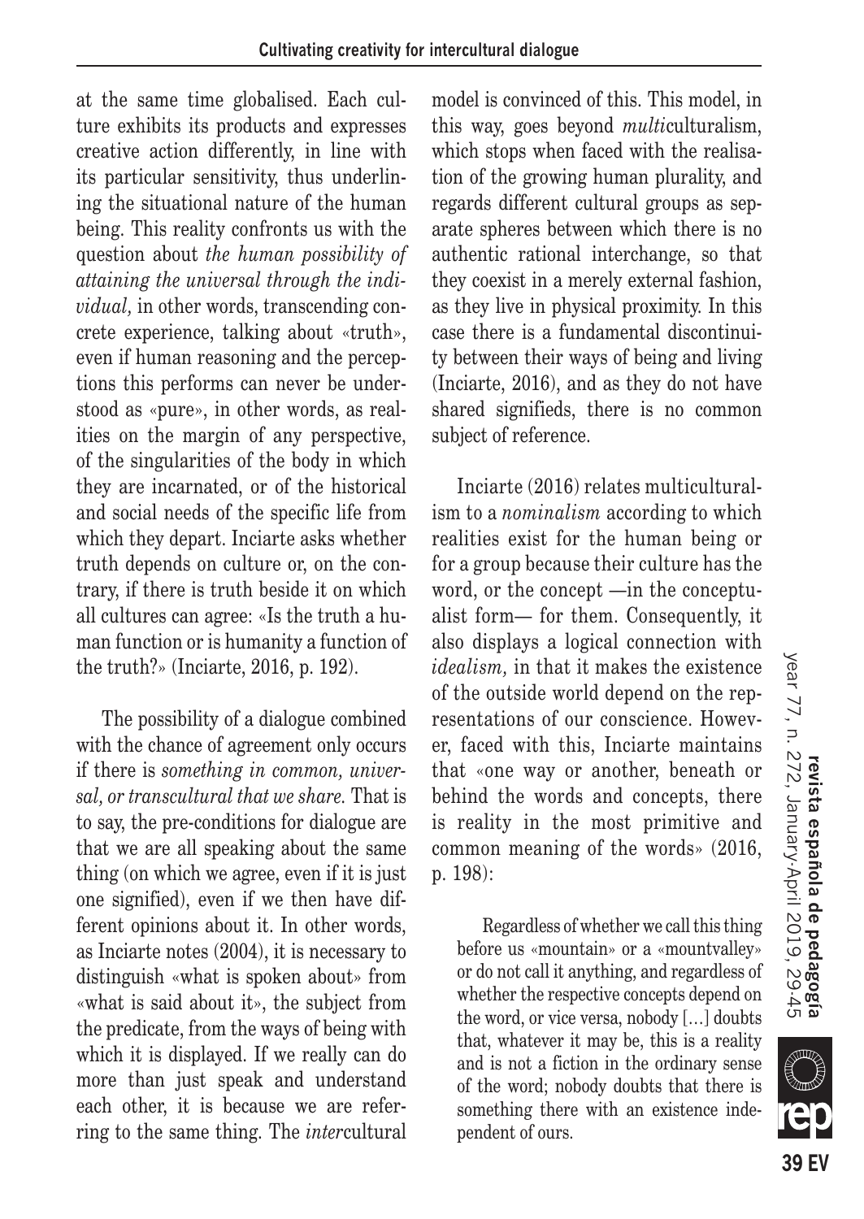at the same time globalised. Each culture exhibits its products and expresses creative action differently, in line with its particular sensitivity, thus underlining the situational nature of the human being. This reality confronts us with the question about *the human possibility of attaining the universal through the individual,* in other words, transcending concrete experience, talking about «truth», even if human reasoning and the perceptions this performs can never be understood as «pure», in other words, as realities on the margin of any perspective, of the singularities of the body in which they are incarnated, or of the historical and social needs of the specific life from which they depart. Inciarte asks whether truth depends on culture or, on the contrary, if there is truth beside it on which all cultures can agree: «Is the truth a human function or is humanity a function of the truth?» (Inciarte, 2016, p. 192).

The possibility of a dialogue combined with the chance of agreement only occurs if there is *something in common, universal, or transcultural that we share.* That is to say, the pre-conditions for dialogue are that we are all speaking about the same thing (on which we agree, even if it is just one signified), even if we then have different opinions about it. In other words, as Inciarte notes (2004), it is necessary to distinguish «what is spoken about» from «what is said about it», the subject from the predicate, from the ways of being with which it is displayed. If we really can do more than just speak and understand each other, it is because we are referring to the same thing. The *inter*cultural model is convinced of this. This model, in this way, goes beyond *multi*culturalism, which stops when faced with the realisation of the growing human plurality, and regards different cultural groups as separate spheres between which there is no authentic rational interchange, so that they coexist in a merely external fashion, as they live in physical proximity. In this case there is a fundamental discontinuity between their ways of being and living (Inciarte, 2016), and as they do not have shared signifieds, there is no common subject of reference.

Inciarte (2016) relates multiculturalism to a *nominalism* according to which realities exist for the human being or for a group because their culture has the word, or the concept —in the conceptualist form— for them. Consequently, it also displays a logical connection with *idealism,* in that it makes the existence of the outside world depend on the representations of our conscience. However, faced with this, Inciarte maintains that «one way or another, beneath or behind the words and concepts, there is reality in the most primitive and common meaning of the words» (2016, p. 198):

> Regardless of whether we call this thing before us «mountain» or a «mountvalley» or do not call it anything, and regardless of whether the respective concepts depend on the word, or vice versa, nobody […] doubts that, whatever it may be, this is a reality and is not a fiction in the ordinary sense of the word; nobody doubts that there is something there with an existence independent of ours.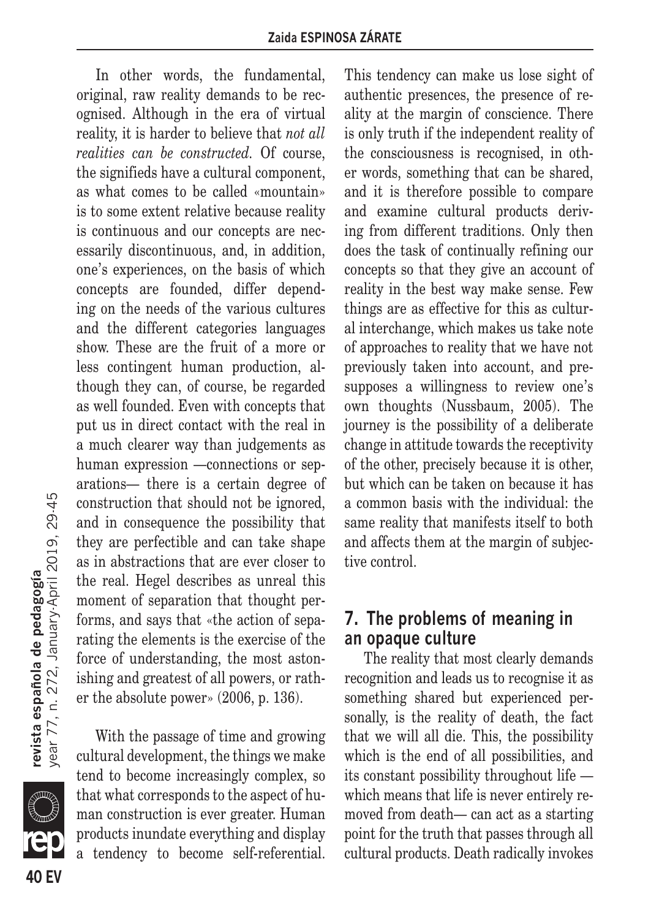In other words, the fundamental, original, raw reality demands to be recognised. Although in the era of virtual reality, it is harder to believe that *not all realities can be constructed*. Of course, the signifieds have a cultural component, as what comes to be called «mountain» is to some extent relative because reality is continuous and our concepts are necessarily discontinuous, and, in addition, one's experiences, on the basis of which concepts are founded, differ depending on the needs of the various cultures and the different categories languages show. These are the fruit of a more or less contingent human production, although they can, of course, be regarded as well founded. Even with concepts that put us in direct contact with the real in a much clearer way than judgements as human expression —connections or separations— there is a certain degree of construction that should not be ignored, and in consequence the possibility that they are perfectible and can take shape as in abstractions that are ever closer to the real. Hegel describes as unreal this moment of separation that thought performs, and says that «the action of separating the elements is the exercise of the force of understanding, the most astonishing and greatest of all powers, or rather the absolute power» (2006, p. 136).

With the passage of time and growing cultural development, the things we make tend to become increasingly complex, so that what corresponds to the aspect of human construction is ever greater. Human products inundate everything and display a tendency to become self-referential. This tendency can make us lose sight of authentic presences, the presence of reality at the margin of conscience. There is only truth if the independent reality of the consciousness is recognised, in other words, something that can be shared, and it is therefore possible to compare and examine cultural products deriving from different traditions. Only then does the task of continually refining our concepts so that they give an account of reality in the best way make sense. Few things are as effective for this as cultural interchange, which makes us take note of approaches to reality that we have not previously taken into account, and presupposes a willingness to review one's own thoughts (Nussbaum, 2005). The journey is the possibility of a deliberate change in attitude towards the receptivity of the other, precisely because it is other, but which can be taken on because it has a common basis with the individual: the same reality that manifests itself to both and affects them at the margin of subjective control.

## 7. The problems of meaning in an opaque culture

The reality that most clearly demands recognition and leads us to recognise it as something shared but experienced personally, is the reality of death, the fact that we will all die. This, the possibility which is the end of all possibilities, and its constant possibility throughout life —which means that life is never entirely removed from death— can act as a starting point for the truth that passes through all cultural products. Death radically invokes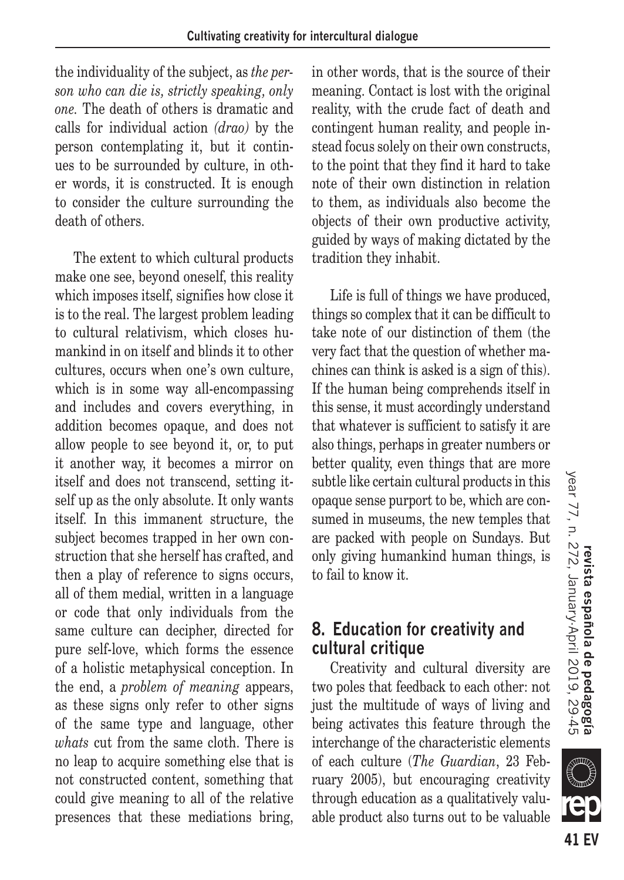the individuality of the subject, as *the person who can die is, strictly speaking, only one.* The death of others is dramatic and calls for individual action *(drao)* by the person contemplating it, but it continues to be surrounded by culture, in other words, it is constructed. It is enough to consider the culture surrounding the death of others.

The extent to which cultural products make one see, beyond oneself, this reality which imposes itself, signifies how close it is to the real. The largest problem leading to cultural relativism, which closes humankind in on itself and blinds it to other cultures, occurs when one's own culture, which is in some way all-encompassing and includes and covers everything, in addition becomes opaque, and does not allow people to see beyond it, or, to put it another way, it becomes a mirror on itself and does not transcend, setting itself up as the only absolute. It only wants itself. In this immanent structure, the subject becomes trapped in her own construction that she herself has crafted, and then a play of reference to signs occurs, all of them medial, written in a language or code that only individuals from the same culture can decipher, directed for pure self-love, which forms the essence of a holistic metaphysical conception. In the end, a *problem of meaning* appears, as these signs only refer to other signs of the same type and language, other *whats* cut from the same cloth. There is no leap to acquire something else that is not constructed content, something that could give meaning to all of the relative presences that these mediations bring, in other words, that is the source of their meaning. Contact is lost with the original reality, with the crude fact of death and contingent human reality, and people instead focus solely on their own constructs, to the point that they find it hard to take note of their own distinction in relation to them, as individuals also become the objects of their own productive activity, guided by ways of making dictated by the tradition they inhabit.

Life is full of things we have produced, things so complex that it can be difficult to take note of our distinction of them (the very fact that the question of whether machines can think is asked is a sign of this). If the human being comprehends itself in this sense, it must accordingly understand that whatever is sufficient to satisfy it are also things, perhaps in greater numbers or better quality, even things that are more subtle like certain cultural products in this opaque sense purport to be, which are consumed in museums, the new temples that are packed with people on Sundays. But only giving humankind human things, is to fail to know it.

## 8. Education for creativity and cultural critique

Creativity and cultural diversity are two poles that feedback to each other: not just the multitude of ways of living and being activates this feature through the interchange of the characteristic elements of each culture (*The Guardian*, 23 February 2005), but encouraging creativity through education as a qualitatively valuable product also turns out to be valuable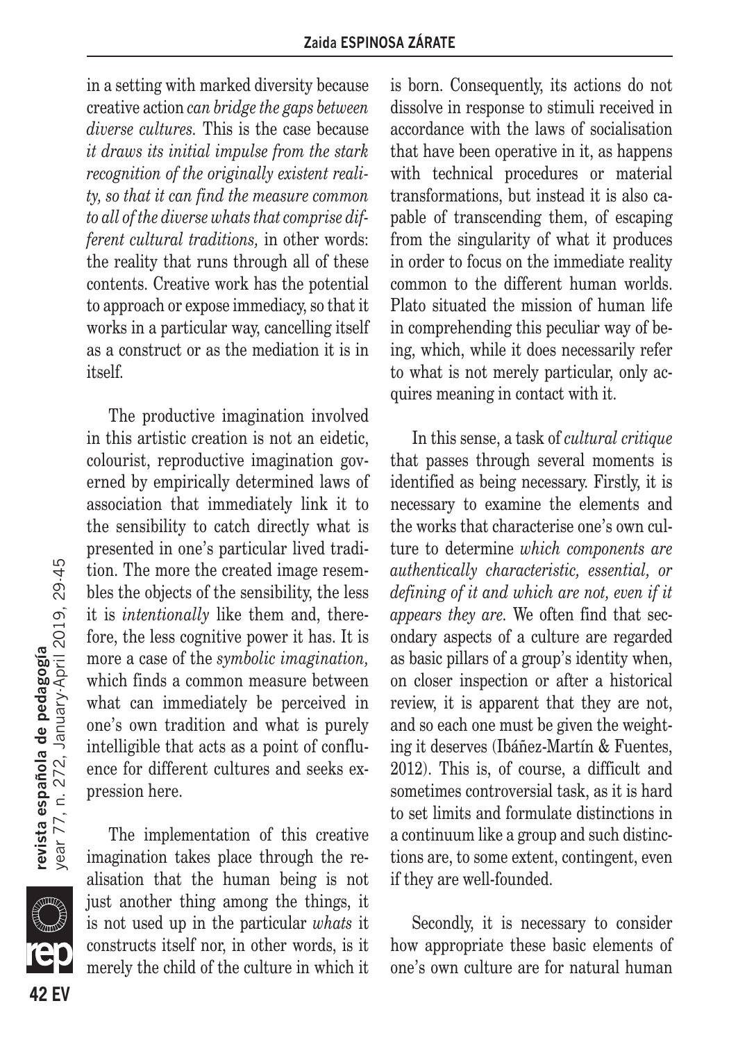in a setting with marked diversity because creative action *can bridge the gaps between diverse cultures.* This is the case because *it draws its initial impulse from the stark recognition of the originally existent reality, so that it can find the measure common to all of the diverse whats that comprise different cultural traditions,* in other words: the reality that runs through all of these contents. Creative work has the potential to approach or expose immediacy, so that it works in a particular way, cancelling itself as a construct or as the mediation it is in itself.

The productive imagination involved in this artistic creation is not an eidetic, colourist, reproductive imagination governed by empirically determined laws of association that immediately link it to the sensibility to catch directly what is presented in one's particular lived tradition. The more the created image resembles the objects of the sensibility, the less it is *intentionally* like them and, therefore, the less cognitive power it has. It is more a case of the *symbolic imagination,* which finds a common measure between what can immediately be perceived in one's own tradition and what is purely intelligible that acts as a point of confluence for different cultures and seeks expression here.

The implementation of this creative imagination takes place through the realisation that the human being is not just another thing among the things, it is not used up in the particular *whats* it constructs itself nor, in other words, is it merely the child of the culture in which it is born. Consequently, its actions do not dissolve in response to stimuli received in accordance with the laws of socialisation that have been operative in it, as happens with technical procedures or material transformations, but instead it is also capable of transcending them, of escaping from the singularity of what it produces in order to focus on the immediate reality common to the different human worlds. Plato situated the mission of human life in comprehending this peculiar way of being, which, while it does necessarily refer to what is not merely particular, only acquires meaning in contact with it.

In this sense, a task of *cultural critique* that passes through several moments is identified as being necessary. Firstly, it is necessary to examine the elements and the works that characterise one's own culture to determine *which components are authentically characteristic, essential, or defining of it and which are not, even if it appears they are.* We often find that secondary aspects of a culture are regarded as basic pillars of a group's identity when, on closer inspection or after a historical review, it is apparent that they are not, and so each one must be given the weighting it deserves (Ibáñez-Martín & Fuentes, 2012). This is, of course, a difficult and sometimes controversial task, as it is hard to set limits and formulate distinctions in a continuum like a group and such distinctions are, to some extent, contingent, even if they are well-founded.

Secondly, it is necessary to consider how appropriate these basic elements of one's own culture are for natural human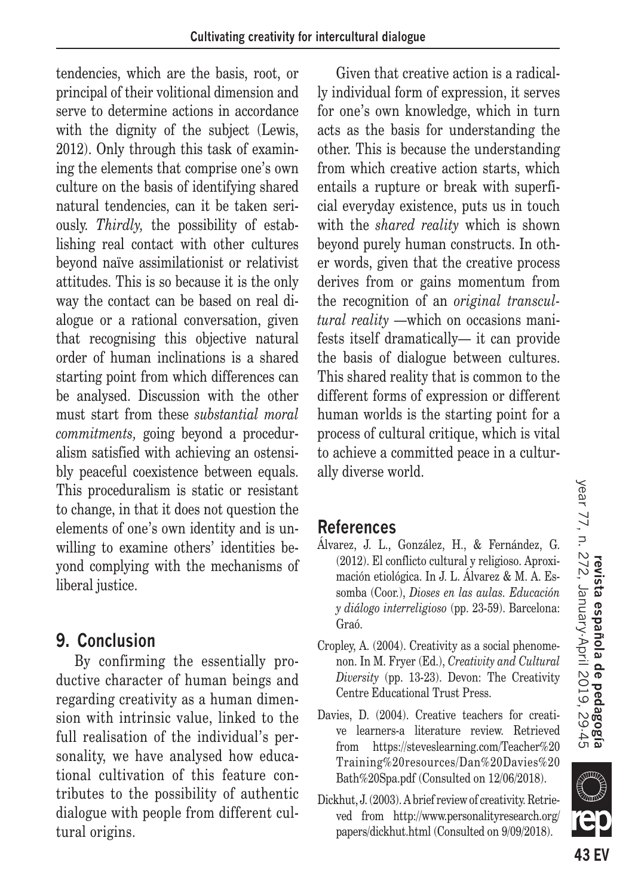tendencies, which are the basis, root, or principal of their volitional dimension and serve to determine actions in accordance with the dignity of the subject (Lewis, 2012). Only through this task of examining the elements that comprise one's own culture on the basis of identifying shared natural tendencies, can it be taken seriously. *Thirdly,* the possibility of establishing real contact with other cultures beyond naïve assimilationist or relativist attitudes. This is so because it is the only way the contact can be based on real dialogue or a rational conversation, given that recognising this objective natural order of human inclinations is a shared starting point from which differences can be analysed. Discussion with the other must start from these *substantial moral commitments,* going beyond a proceduralism satisfied with achieving an ostensibly peaceful coexistence between equals. This proceduralism is static or resistant to change, in that it does not question the elements of one's own identity and is unwilling to examine others' identities beyond complying with the mechanisms of liberal justice.

## 9. Conclusion

By confirming the essentially productive character of human beings and regarding creativity as a human dimension with intrinsic value, linked to the full realisation of the individual's personality, we have analysed how educational cultivation of this feature contributes to the possibility of authentic dialogue with people from different cultural origins.

Given that creative action is a radically individual form of expression, it serves for one's own knowledge, which in turn acts as the basis for understanding the other. This is because the understanding from which creative action starts, which entails a rupture or break with superficial everyday existence, puts us in touch with the *shared reality* which is shown beyond purely human constructs. In other words, given that the creative process derives from or gains momentum from the recognition of an *original transcultural reality* —which on occasions manifests itself dramatically— it can provide the basis of dialogue between cultures. This shared reality that is common to the different forms of expression or different human worlds is the starting point for a process of cultural critique, which is vital to achieve a committed peace in a culturally diverse world.

## References

Álvarez, J. L., González, H., & Fernández, G. (2012). El conflicto cultural y religioso. Aproximación etiológica. In J. L. Álvarez & M. A. Essomba (Coor.), *Dioses en las aulas. Educación y diálogo interreligioso* (pp. 23-59). Barcelona: Graó.

Cropley, A. (2004). Creativity as a social phenomenon. In M. Fryer (Ed.), *Creativity and Cultural Diversity* (pp. 13-23). Devon: The Creativity Centre Educational Trust Press.

Davies, D. (2004). Creative teachers for creative learners-a literature review. Retrieved from https://steveslearning.com/Teacher%20Training%20resources/Dan%20Davies%20Bath%20Spa.pdf (Consulted on 12/06/2018).

Dickhut, J. (2003). A brief review of creativity. Retrieved from http://www.personalityresearch.org/papers/dickhut.html (Consulted on 9/09/2018).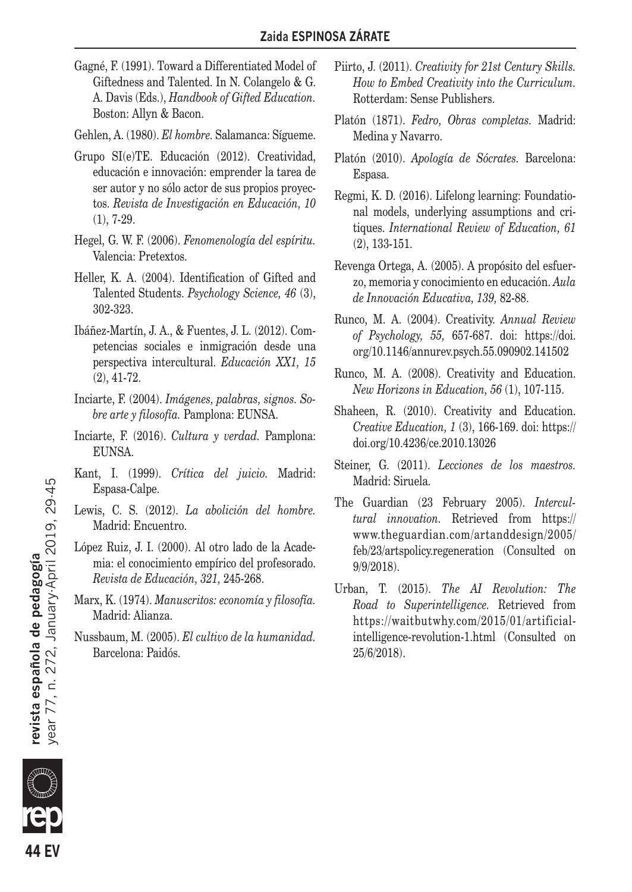Gagné, F. (1991). Toward a Differentiated Model of Giftedness and Talented. In N. Colangelo & G. A. Davis (Eds.), *Handbook of Gifted Education*. Boston: Allyn & Bacon.

Gehlen, A. (1980). *El hombre*. Salamanca: Sígueme.

Grupo SI(e)TE. Educación (2012). Creatividad, educación e innovación: emprender la tarea de ser autor y no sólo actor de sus propios proyectos. *Revista de Investigación en Educación, 10* (1), 7-29.

Hegel, G. W. F. (2006). *Fenomenología del espíritu*. Valencia: Pretextos.

Heller, K. A. (2004). Identification of Gifted and Talented Students. *Psychology Science, 46* (3), 302-323.

Ibáñez-Martín, J. A., & Fuentes, J. L. (2012). Competencias sociales e inmigración desde una perspectiva intercultural. *Educación XX1, 15* (2), 41-72.

Inciarte, F. (2004). *Imágenes, palabras, signos. Sobre arte y filosofía.* Pamplona: EUNSA.

Inciarte, F. (2016). *Cultura y verdad.* Pamplona: EUNSA.

Kant, I. (1999). *Crítica del juicio.* Madrid: Espasa-Calpe.

Lewis, C. S. (2012). *La abolición del hombre.* Madrid: Encuentro.

López Ruiz, J. I. (2000). Al otro lado de la Academia: el conocimiento empírico del profesorado. *Revista de Educación, 321,* 245-268.

Marx, K. (1974). *Manuscritos: economía y filosofía.* Madrid: Alianza.

Nussbaum, M. (2005). *El cultivo de la humanidad*. Barcelona: Paidós.

Piirto, J. (2011). *Creativity for 21st Century Skills. How to Embed Creativity into the Curriculum*. Rotterdam: Sense Publishers.

Platón (1871). *Fedro, Obras completas.* Madrid: Medina y Navarro.

Platón (2010). *Apología de Sócrates*. Barcelona: Espasa.

Regmi, K. D. (2016). Lifelong learning: Foundational models, underlying assumptions and critiques. *International Review of Education, 61* (2), 133-151.

Revenga Ortega, A. (2005). A propósito del esfuerzo, memoria y conocimiento en educación. *Aula de Innovación Educativa, 139,* 82-88.

Runco, M. A. (2004). Creativity. *Annual Review of Psychology, 55,* 657-687. doi: https://doi.org/10.1146/annurev.psych.55.090902.141502

Runco, M. A. (2008). Creativity and Education. *New Horizons in Education, 56* (1), 107-115.

Shaheen, R. (2010). Creativity and Education. *Creative Education, 1* (3), 166-169. doi: https://doi.org/10.4236/ce.2010.13026

Steiner, G. (2011). *Lecciones de los maestros*. Madrid: Siruela.

The Guardian (23 February 2005). *Intercultural innovation*. Retrieved from https://www.theguardian.com/artanddesign/2005/feb/23/artspolicy.regeneration (Consulted on 9/9/2018).

Urban, T. (2015). *The AI Revolution: The Road to Superintelligence.* Retrieved from https://waitbutwhy.com/2015/01/artificial-intelligence-revolution-1.html (Consulted on 25/6/2018).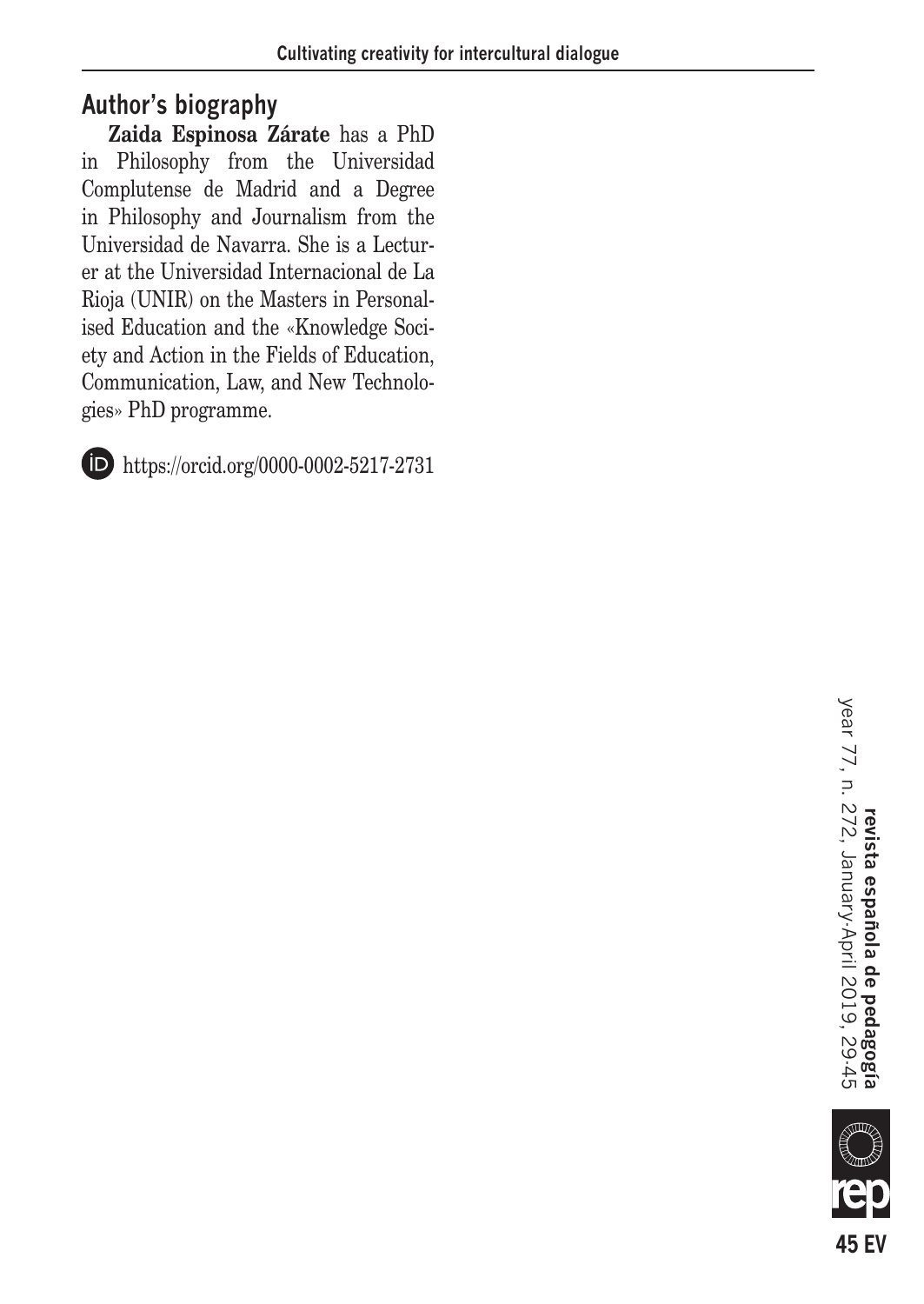## Author's biography

**Zaida Espinosa Zárate** has a PhD in Philosophy from the Universidad Complutense de Madrid and a Degree in Philosophy and Journalism from the Universidad de Navarra. She is a Lecturer at the Universidad Internacional de La Rioja (UNIR) on the Masters in Personalised Education and the «Knowledge Society and Action in the Fields of Education, Communication, Law, and New Technologies» PhD programme.

https://orcid.org/0000-0002-5217-2731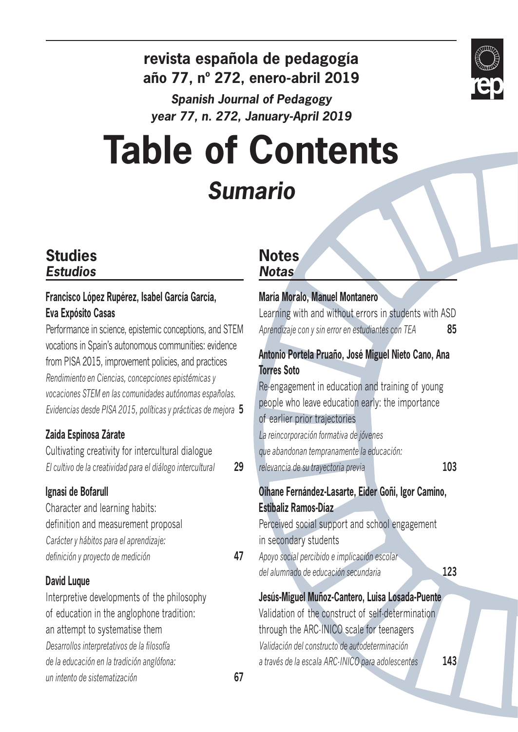**revista española de pedagogía**
**año 77, nº 272, enero-abril 2019**

***Spanish Journal of Pedagogy***
***year 77, n. 272, January-April 2019***

# Table of Contents
## *Sumario*

## Studies
### *Estudios*

**Francisco López Rupérez, Isabel García García, Eva Expósito Casas**
Performance in science, epistemic conceptions, and STEM vocations in Spain's autonomous communities: evidence from PISA 2015, improvement policies, and practices
*Rendimiento en Ciencias, concepciones epistémicas y vocaciones STEM en las comunidades autónomas españolas. Evidencias desde PISA 2015, políticas y prácticas de mejora* **5**

**Zaida Espinosa Zárate**
Cultivating creativity for intercultural dialogue
*El cultivo de la creatividad para el diálogo intercultural* **29**

**Ignasi de Bofarull**
Character and learning habits: definition and measurement proposal
*Carácter y hábitos para el aprendizaje: definición y proyecto de medición* **47**

**David Luque**
Interpretive developments of the philosophy of education in the anglophone tradition: an attempt to systematise them
*Desarrollos interpretativos de la filosofía de la educación en la tradición anglófona: un intento de sistematización* **67**

## Notes
### *Notas*

**María Moralo, Manuel Montanero**
Learning with and without errors in students with ASD
*Aprendizaje con y sin error en estudiantes con TEA* **85**

**Antonio Portela Pruaño, José Miguel Nieto Cano, Ana Torres Soto**
Re-engagement in education and training of young people who leave education early: the importance of earlier prior trajectories
*La reincorporación formativa de jóvenes que abandonan tempranamente la educación: relevancia de su trayectoria previa* **103**

**Oihane Fernández-Lasarte, Eider Goñi, Igor Camino, Estibaliz Ramos-Díaz**
Perceived social support and school engagement in secondary students
*Apoyo social percibido e implicación escolar del alumnado de educación secundaria* **123**

**Jesús-Miguel Muñoz-Cantero, Luisa Losada-Puente**
Validation of the construct of self-determination through the ARC-INICO scale for teenagers
*Validación del constructo de autodeterminación a través de la escala ARC-INICO para adolescentes* **143**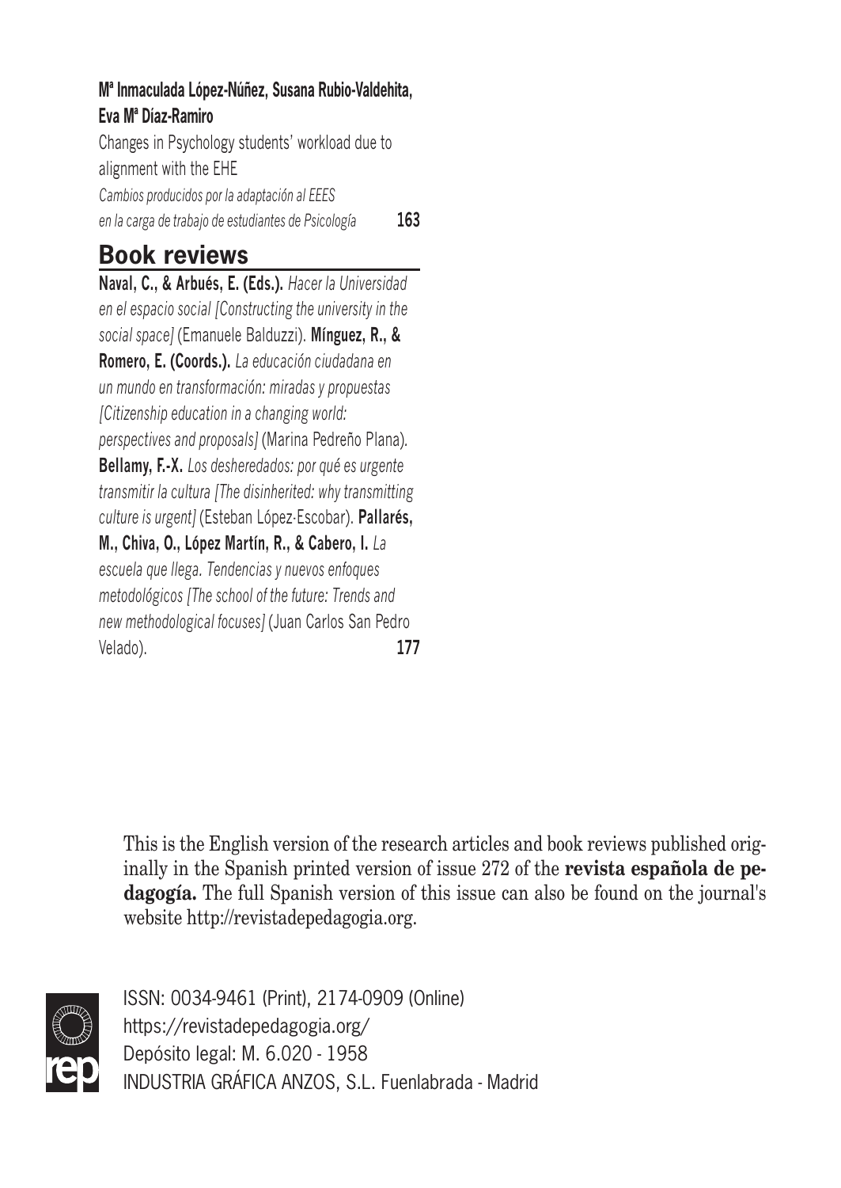**Mª Inmaculada López-Núñez, Susana Rubio-Valdehita, Eva Mª Díaz-Ramiro**
Changes in Psychology students' workload due to alignment with the EHE
*Cambios producidos por la adaptación al EEES en la carga de trabajo de estudiantes de Psicología* **163**

## Book reviews

**Naval, C., & Arbués, E. (Eds.).** *Hacer la Universidad en el espacio social [Constructing the university in the social space]* (Emanuele Balduzzi). **Mínguez, R., & Romero, E. (Coords.).** *La educación ciudadana en un mundo en transformación: miradas y propuestas [Citizenship education in a changing world: perspectives and proposals]* (Marina Pedreño Plana). **Bellamy, F.-X.** *Los desheredados: por qué es urgente transmitir la cultura [The disinherited: why transmitting culture is urgent]* (Esteban López-Escobar). **Pallarés, M., Chiva, O., López Martín, R., & Cabero, I.** *La escuela que llega. Tendencias y nuevos enfoques metodológicos [The school of the future: Trends and new methodological focuses]* (Juan Carlos San Pedro Velado). **177**

This is the English version of the research articles and book reviews published originally in the Spanish printed version of issue 272 of the **revista española de pedagogía.** The full Spanish version of this issue can also be found on the journal's website http://revistadepedagogia.org.

ISSN: 0034-9461 (Print), 2174-0909 (Online)
https://revistadepedagogia.org/
Depósito legal: M. 6.020 - 1958
INDUSTRIA GRÁFICA ANZOS, S.L. Fuenlabrada - Madrid